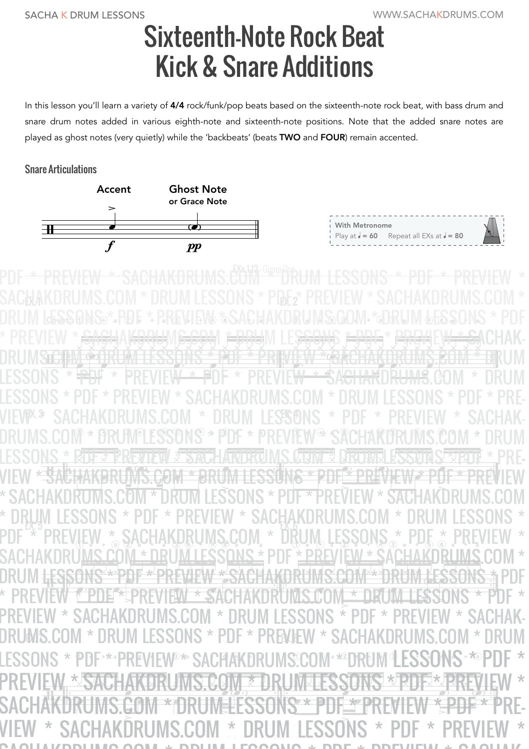# Sixteenth-Note Rock Beat
# Kick & Snare Additions

In this lesson you'll learn a variety of **4/4** rock/funk/pop beats based on the sixteenth-note rock beat, with bass drum and snare drum notes added in various eighth-note and sixteenth-note positions. Note that the added snare notes are played as ghost notes (very quietly) while the 'backbeats' (beats **TWO** and **FOUR**) remain accented.

## Snare Articulations

**Accent** — *f*

**Ghost Note or Grace Note** — *pp*

**With Metronome**
Play at ♩ = 60   Repeat all EXs at ♩ = 80

EXs 1-12 - Group One

EX. 1

Count: ① e + a ② e + a ③ e + a ④ e + a

EX. 2

EX. 3

EX. 4

EX. 5

EX. 6

EX. 7

EX. 8

PDF * PREVIEW * SACHAKDRUMS.COM * DRUM LESSONS * PDF * PREVIEW * SACHAKDRUMS.COM * DRUM LESSONS * PDF * PREVIEW * SACHAKDRUMS.COM * DRUM LESSONS * PDF * PREVIEW * SACHAKDRUMS.COM * DRUM LESSONS * PDF * PREVIEW * SACHAKDRUMS.COM * DRUM LESSONS * PDF * PREVIEW * SACHAKDRUMS.COM * DRUM LESSONS * PDF * PREVIEW * SACHAKDRUMS.COM * DRUM LESSONS * PDF * PREVIEW * SACHAKDRUMS.COM * DRUM LESSONS * PDF * PREVIEW * SACHAKDRUMS.COM * DRUM LESSONS * PDF * PREVIEW * SACHAKDRUMS.COM * DRUM LESSONS * PDF * PREVIEW * SACHAKDRUMS.COM * DRUM LESSONS * PDF * PREVIEW * SACHAKDRUMS.COM * DRUM LESSONS * PDF * PREVIEW * SACHAKDRUMS.COM * DRUM LESSONS * PDF * PREVIEW * SACHAKDRUMS.COM * DRUM LESSONS * PDF * PREVIEW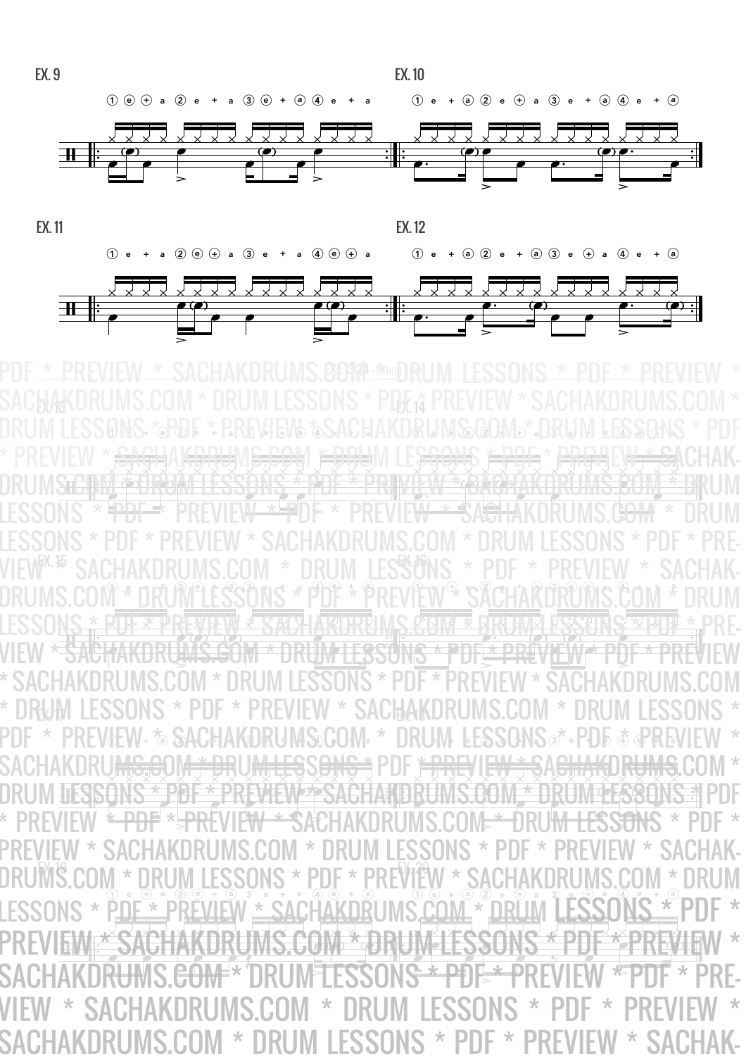EX. 9

① ⓔ ⊕ a ② e + a ③ ⓔ + ⓐ ④ e + a

EX. 10

① e + ⓐ ② e ⊕ a ③ e + ⓐ ④ e + ⓐ

EX. 11

① e + a ② ⓔ ⊕ a ③ e + a ④ ⓔ ⊕ a

EX. 12

① e + ⓐ ② e + ⓐ ③ e ⊕ a ④ e + ⓐ

EX. 13

EX. 14

EX. 15

EX. 16

EX. 17

EX. 18

EX. 19

EX. 20

PDF * PREVIEW * SACHAKDRUMS.COM * DRUM LESSONS * PDF * PREVIEW * SACHAKDRUMS.COM * DRUM LESSONS * PDF * PREVIEW * SACHAKDRUMS.COM * DRUM LESSONS * PDF * PREVIEW * SACHAKDRUMS.COM * DRUM LESSONS * PDF * PREVIEW * SACHAKDRUMS.COM * DRUM LESSONS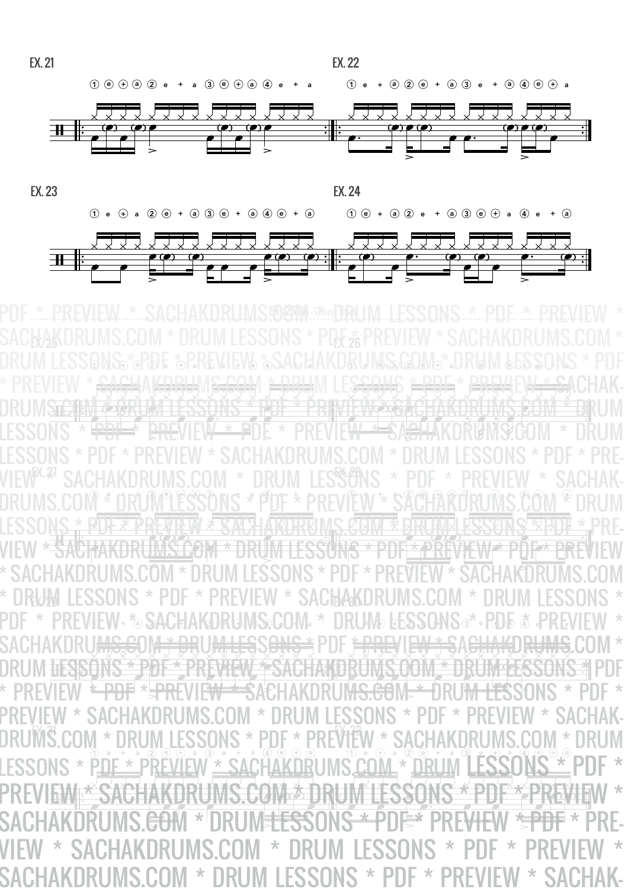EX. 21

① ⓔ ⊕ ⓐ ② e + a ③ ⓔ ⊕ ⓐ ④ e + a

EX. 22

① e + ⓐ ② ⓔ + ⓐ ③ e + ⓐ ④ ⓔ ⊕ a

EX. 23

① e ⊕ a ② ⓔ + ⓐ ③ ⓔ + ⓐ ④ ⓔ + ⓐ

EX. 24

① ⓔ + ⓐ ② e + ⓐ ③ ⓔ ⊕ a ④ e + ⓐ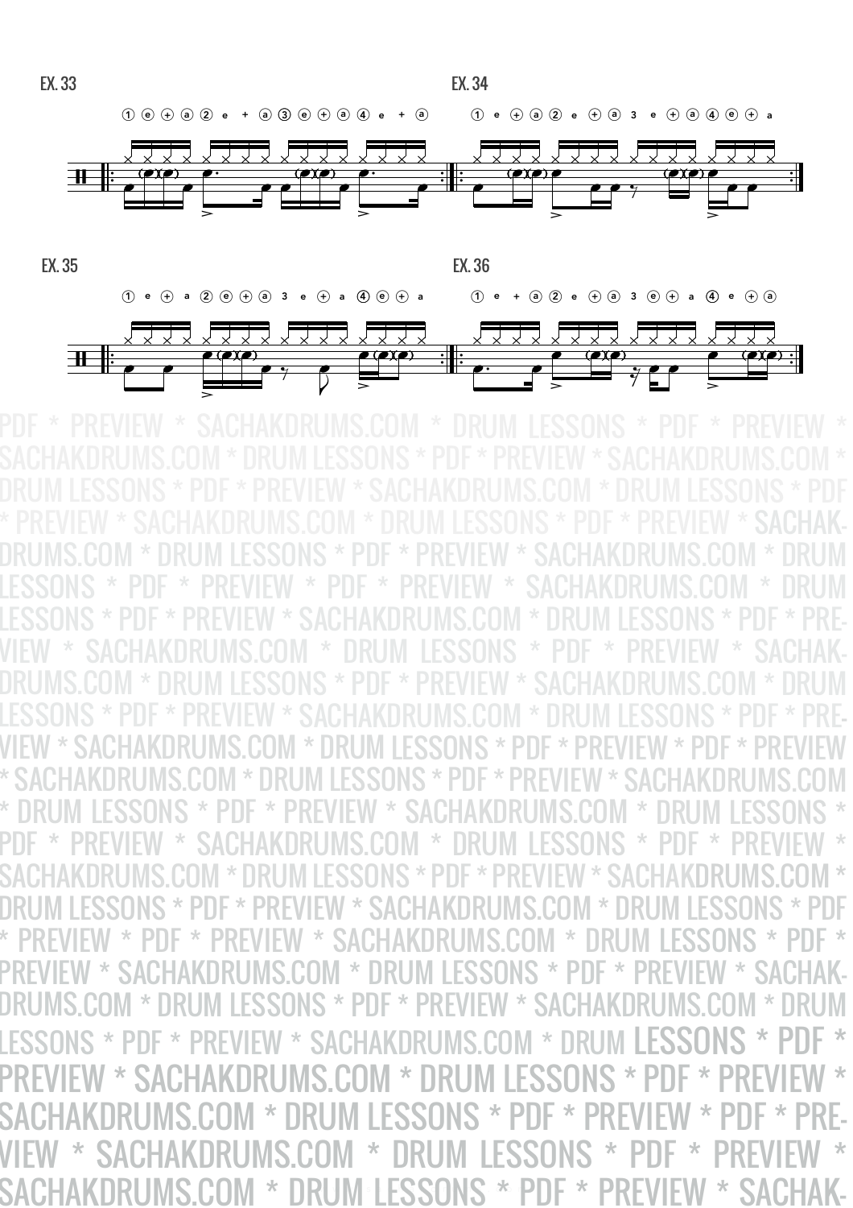EX. 33

① ⓔ ⊕ ⓐ ② e + ⓐ ③ ⓔ ⊕ ⓐ ④ e + ⓐ

EX. 34

① e ⊕ ⓐ ② e ⊕ ⓐ 3 e ⊕ ⓐ ④ ⓔ ⊕ a

EX. 35

① e ⊕ a ② ⓔ ⊕ ⓐ 3 e ⊕ a ④ ⓔ ⊕ a

EX. 36

① e + ⓐ ② e ⊕ ⓐ 3 ⓔ ⊕ a ④ e ⊕ ⓐ

PDF * PREVIEW * SACHAKDRUMS.COM * DRUM LESSONS * PDF * PREVIEW * SACHAKDRUMS.COM * DRUM LESSONS * PDF * PREVIEW * SACHAKDRUMS.COM * DRUM LESSONS * PDF * PREVIEW * SACHAKDRUMS.COM * DRUM LESSONS * PDF * PREVIEW * SACHAKDRUMS.COM * DRUM LESSONS * PDF * PREVIEW * SACHAKDRUMS.COM * DRUM LESSONS * PDF * PREVIEW * PDF * PREVIEW * SACHAKDRUMS.COM * DRUM LESSONS * PDF * PREVIEW * SACHAKDRUMS.COM * DRUM LESSONS * PDF * PREVIEW * SACHAKDRUMS.COM * DRUM LESSONS * PDF * PREVIEW * SACHAKDRUMS.COM * DRUM LESSONS * PDF * PREVIEW * SACHAKDRUMS.COM * DRUM LESSONS * PDF * PREVIEW * SACHAKDRUMS.COM * DRUM LESSONS * PDF * PREVIEW * PDF * PREVIEW * SACHAKDRUMS.COM * DRUM LESSONS * PDF * PREVIEW * SACHAKDRUMS.COM * DRUM LESSONS * PDF * PREVIEW * SACHAKDRUMS.COM * DRUM LESSONS * PDF * PREVIEW * SACHAKDRUMS.COM * DRUM LESSONS * PDF * PREVIEW * SACHAKDRUMS.COM * DRUM LESSONS * PDF * PREVIEW * SACHAKDRUMS.COM * DRUM LESSONS * PDF * PREVIEW * PDF * PREVIEW * SACHAKDRUMS.COM * DRUM LESSONS * PDF * PREVIEW * SACHAKDRUMS.COM * DRUM LESSONS * PDF * PREVIEW * SACHAKDRUMS.COM * DRUM LESSONS * PDF * PREVIEW * SACHAKDRUMS.COM * DRUM LESSONS * PDF * PREVIEW * SACHAKDRUMS.COM * DRUM LESSONS * PDF * PREVIEW * PDF * PREVIEW * SACHAKDRUMS.COM * DRUM LESSONS * PDF * PREVIEW * SACHAKDRUMS.COM * DRUM LESSONS * PDF * PREVIEW * SACHAK-